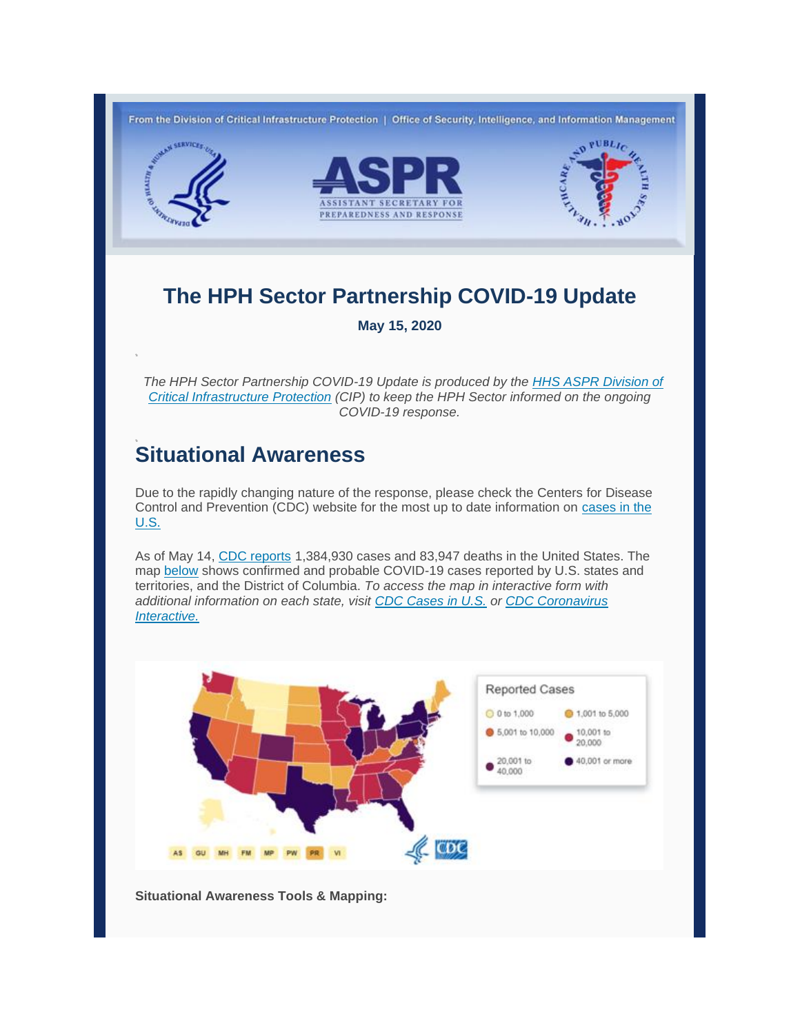From the Division of Critical Infrastructure Protection | Office of Security, Intelligence, and Information Management

# The HPH Sector Partnership COVID-19 Update

**May 15, 2020**

*The HPH Sector Partnership COVID-19 Update is produced by the HHS ASPR Division of Critical Infrastructure Protection (CIP) to keep the HPH Sector informed on the ongoing COVID-19 response.*

## Situational Awareness

Due to the rapidly changing nature of the response, please check the Centers for Disease Control and Prevention (CDC) website for the most up to date information on cases in the U.S.

As of May 14, CDC reports 1,384,930 cases and 83,947 deaths in the United States. The map below shows confirmed and probable COVID-19 cases reported by U.S. states and territories, and the District of Columbia. *To access the map in interactive form with additional information on each state, visit CDC Cases in U.S. or CDC Coronavirus Interactive.*

Reported Cases

- 0 to 1,000
- 1,001 to 5,000
- 5,001 to 10,000
- 10,001 to 20,000
- 20,001 to 40,000
- 40,001 or more

AS GU MH FM MP PW PR VI

**Situational Awareness Tools & Mapping:**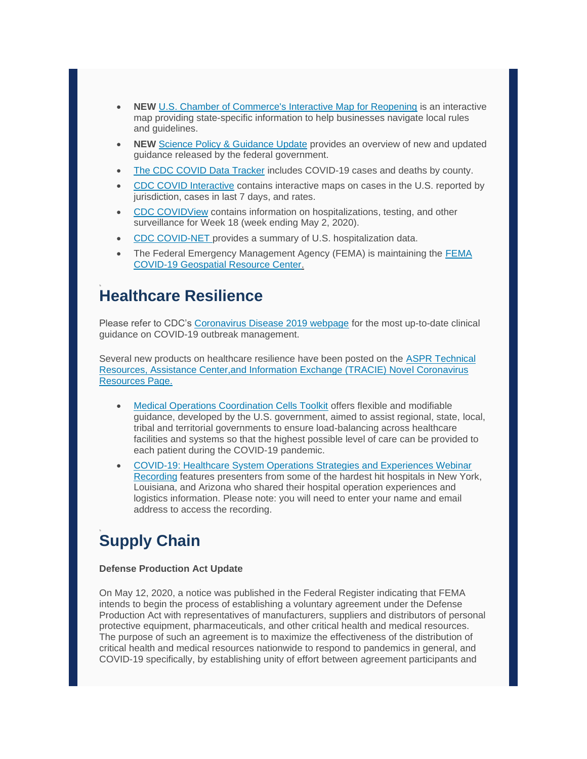- **NEW** U.S. Chamber of Commerce's Interactive Map for Reopening is an interactive map providing state-specific information to help businesses navigate local rules and guidelines.
- **NEW** Science Policy & Guidance Update provides an overview of new and updated guidance released by the federal government.
- The CDC COVID Data Tracker includes COVID-19 cases and deaths by county.
- CDC COVID Interactive contains interactive maps on cases in the U.S. reported by jurisdiction, cases in last 7 days, and rates.
- CDC COVIDView contains information on hospitalizations, testing, and other surveillance for Week 18 (week ending May 2, 2020).
- CDC COVID-NET provides a summary of U.S. hospitalization data.
- The Federal Emergency Management Agency (FEMA) is maintaining the FEMA COVID-19 Geospatial Resource Center.

# Healthcare Resilience

Please refer to CDC's Coronavirus Disease 2019 webpage for the most up-to-date clinical guidance on COVID-19 outbreak management.

Several new products on healthcare resilience have been posted on the ASPR Technical Resources, Assistance Center,and Information Exchange (TRACIE) Novel Coronavirus Resources Page.

- Medical Operations Coordination Cells Toolkit offers flexible and modifiable guidance, developed by the U.S. government, aimed to assist regional, state, local, tribal and territorial governments to ensure load-balancing across healthcare facilities and systems so that the highest possible level of care can be provided to each patient during the COVID-19 pandemic.
- COVID-19: Healthcare System Operations Strategies and Experiences Webinar Recording features presenters from some of the hardest hit hospitals in New York, Louisiana, and Arizona who shared their hospital operation experiences and logistics information. Please note: you will need to enter your name and email address to access the recording.

# Supply Chain

**Defense Production Act Update**

On May 12, 2020, a notice was published in the Federal Register indicating that FEMA intends to begin the process of establishing a voluntary agreement under the Defense Production Act with representatives of manufacturers, suppliers and distributors of personal protective equipment, pharmaceuticals, and other critical health and medical resources. The purpose of such an agreement is to maximize the effectiveness of the distribution of critical health and medical resources nationwide to respond to pandemics in general, and COVID-19 specifically, by establishing unity of effort between agreement participants and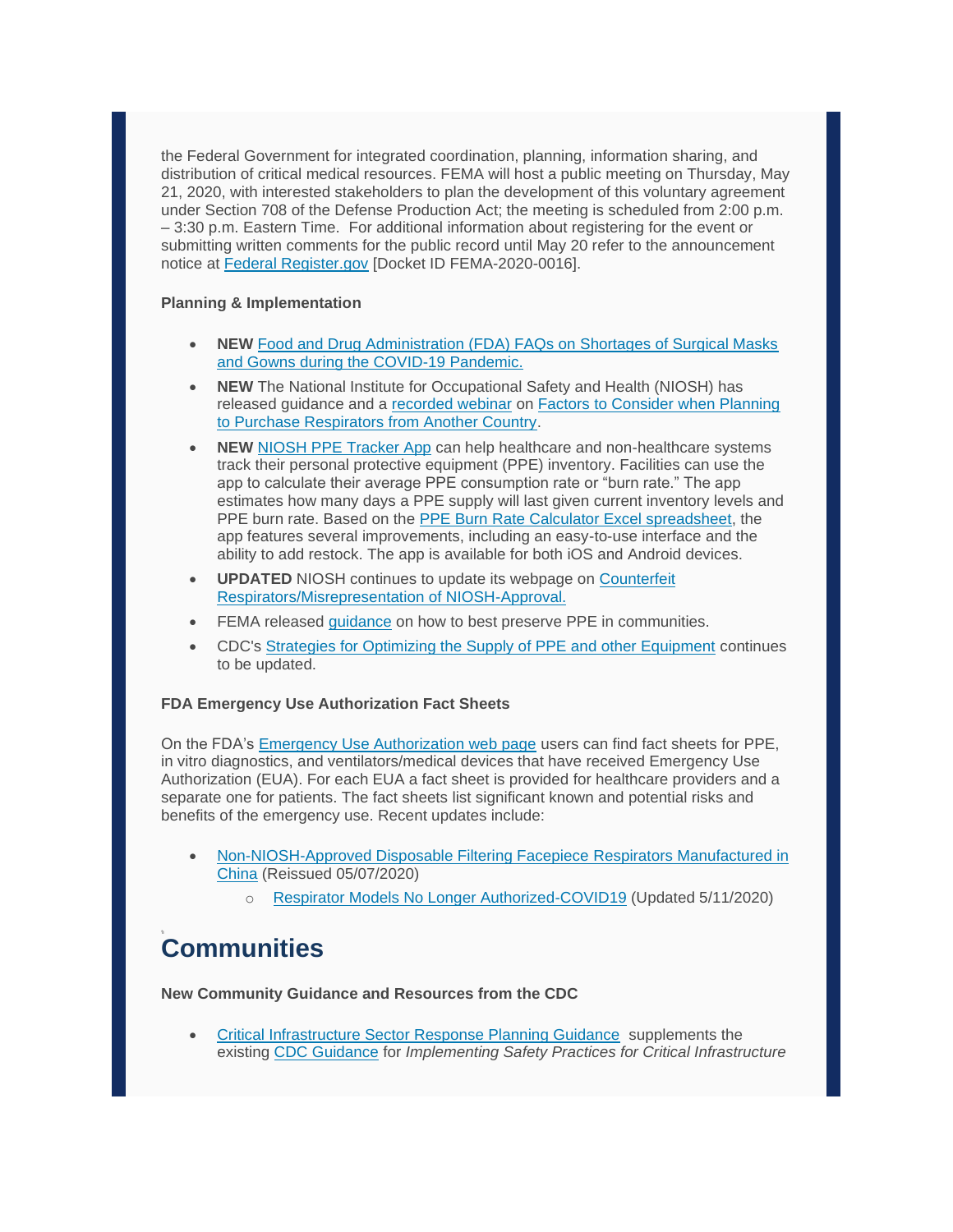the Federal Government for integrated coordination, planning, information sharing, and distribution of critical medical resources. FEMA will host a public meeting on Thursday, May 21, 2020, with interested stakeholders to plan the development of this voluntary agreement under Section 708 of the Defense Production Act; the meeting is scheduled from 2:00 p.m. – 3:30 p.m. Eastern Time. For additional information about registering for the event or submitting written comments for the public record until May 20 refer to the announcement notice at Federal Register.gov [Docket ID FEMA-2020-0016].

**Planning & Implementation**

- **NEW** Food and Drug Administration (FDA) FAQs on Shortages of Surgical Masks and Gowns during the COVID-19 Pandemic.
- **NEW** The National Institute for Occupational Safety and Health (NIOSH) has released guidance and a recorded webinar on Factors to Consider when Planning to Purchase Respirators from Another Country.
- **NEW** NIOSH PPE Tracker App can help healthcare and non-healthcare systems track their personal protective equipment (PPE) inventory. Facilities can use the app to calculate their average PPE consumption rate or "burn rate." The app estimates how many days a PPE supply will last given current inventory levels and PPE burn rate. Based on the PPE Burn Rate Calculator Excel spreadsheet, the app features several improvements, including an easy-to-use interface and the ability to add restock. The app is available for both iOS and Android devices.
- **UPDATED** NIOSH continues to update its webpage on Counterfeit Respirators/Misrepresentation of NIOSH-Approval.
- FEMA released guidance on how to best preserve PPE in communities.
- CDC's Strategies for Optimizing the Supply of PPE and other Equipment continues to be updated.

**FDA Emergency Use Authorization Fact Sheets**

On the FDA's Emergency Use Authorization web page users can find fact sheets for PPE, in vitro diagnostics, and ventilators/medical devices that have received Emergency Use Authorization (EUA). For each EUA a fact sheet is provided for healthcare providers and a separate one for patients. The fact sheets list significant known and potential risks and benefits of the emergency use. Recent updates include:

- Non-NIOSH-Approved Disposable Filtering Facepiece Respirators Manufactured in China (Reissued 05/07/2020)
  - Respirator Models No Longer Authorized-COVID19 (Updated 5/11/2020)

# Communities

**New Community Guidance and Resources from the CDC**

- Critical Infrastructure Sector Response Planning Guidance supplements the existing CDC Guidance for *Implementing Safety Practices for Critical Infrastructure*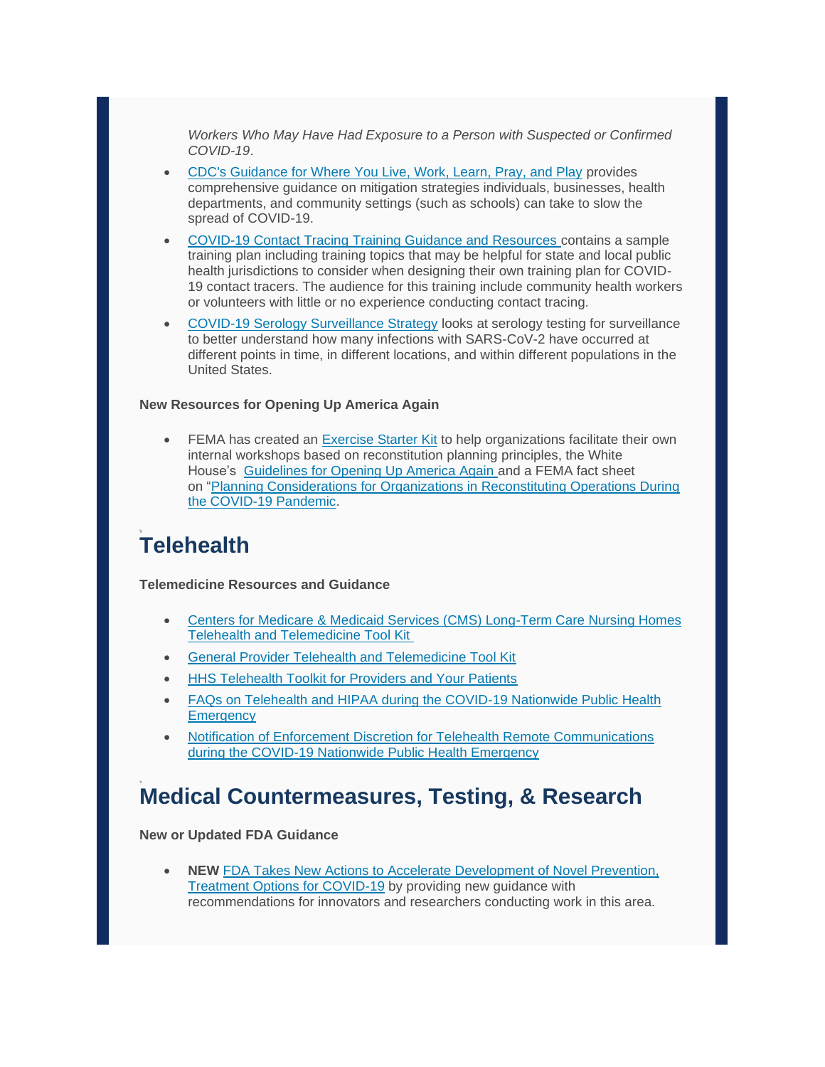*Workers Who May Have Had Exposure to a Person with Suspected or Confirmed COVID-19*.

- CDC's Guidance for Where You Live, Work, Learn, Pray, and Play provides comprehensive guidance on mitigation strategies individuals, businesses, health departments, and community settings (such as schools) can take to slow the spread of COVID-19.
- COVID-19 Contact Tracing Training Guidance and Resources contains a sample training plan including training topics that may be helpful for state and local public health jurisdictions to consider when designing their own training plan for COVID-19 contact tracers. The audience for this training include community health workers or volunteers with little or no experience conducting contact tracing.
- COVID-19 Serology Surveillance Strategy looks at serology testing for surveillance to better understand how many infections with SARS-CoV-2 have occurred at different points in time, in different locations, and within different populations in the United States.

**New Resources for Opening Up America Again**

- FEMA has created an Exercise Starter Kit to help organizations facilitate their own internal workshops based on reconstitution planning principles, the White House's Guidelines for Opening Up America Again and a FEMA fact sheet on "Planning Considerations for Organizations in Reconstituting Operations During the COVID-19 Pandemic.

# Telehealth

**Telemedicine Resources and Guidance**

- Centers for Medicare & Medicaid Services (CMS) Long-Term Care Nursing Homes Telehealth and Telemedicine Tool Kit
- General Provider Telehealth and Telemedicine Tool Kit
- HHS Telehealth Toolkit for Providers and Your Patients
- FAQs on Telehealth and HIPAA during the COVID-19 Nationwide Public Health Emergency
- Notification of Enforcement Discretion for Telehealth Remote Communications during the COVID-19 Nationwide Public Health Emergency

# Medical Countermeasures, Testing, & Research

**New or Updated FDA Guidance**

- **NEW** FDA Takes New Actions to Accelerate Development of Novel Prevention, Treatment Options for COVID-19 by providing new guidance with recommendations for innovators and researchers conducting work in this area.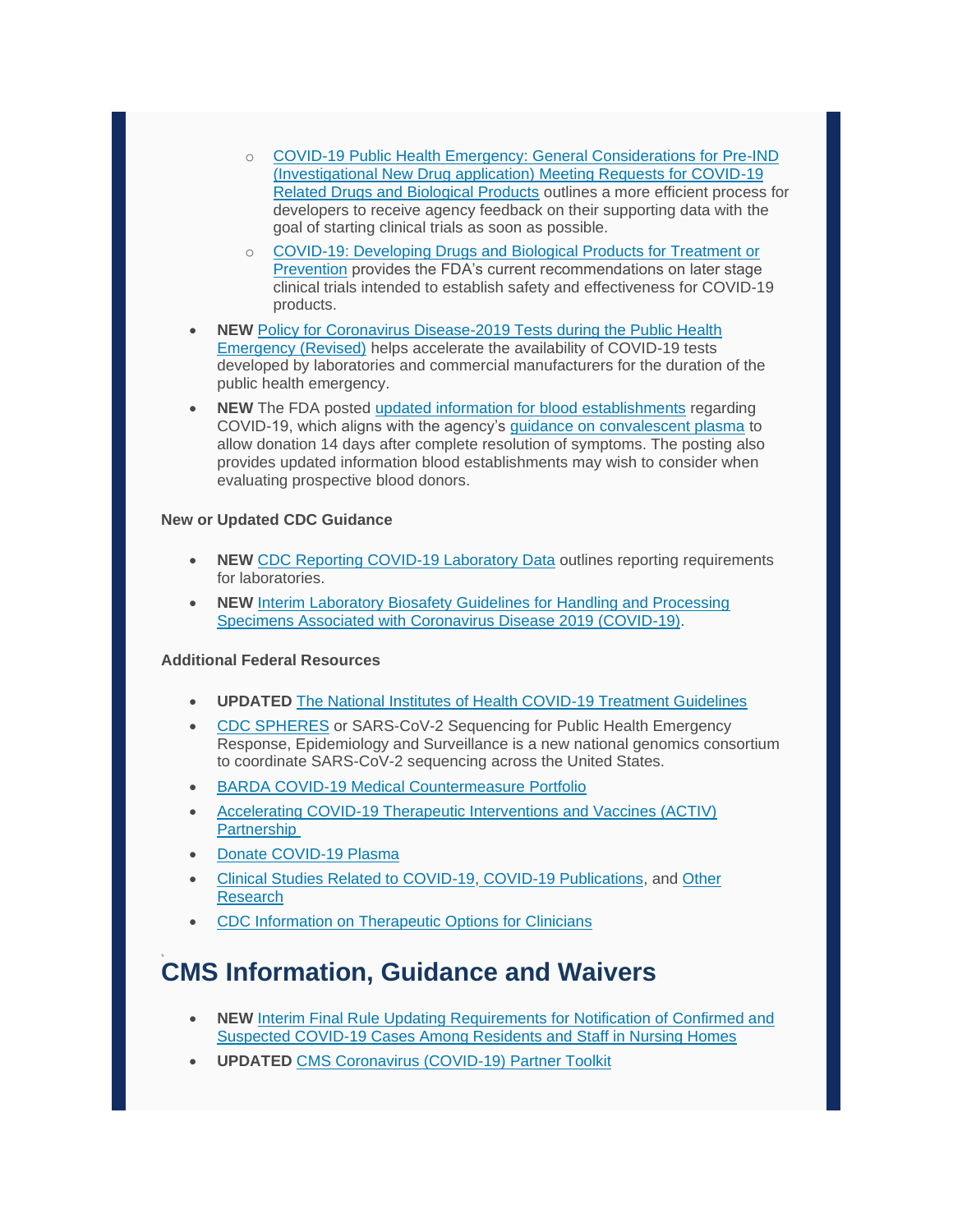- COVID-19 Public Health Emergency: General Considerations for Pre-IND (Investigational New Drug application) Meeting Requests for COVID-19 Related Drugs and Biological Products outlines a more efficient process for developers to receive agency feedback on their supporting data with the goal of starting clinical trials as soon as possible.
    - COVID-19: Developing Drugs and Biological Products for Treatment or Prevention provides the FDA's current recommendations on later stage clinical trials intended to establish safety and effectiveness for COVID-19 products.
- **NEW** Policy for Coronavirus Disease-2019 Tests during the Public Health Emergency (Revised) helps accelerate the availability of COVID-19 tests developed by laboratories and commercial manufacturers for the duration of the public health emergency.
- **NEW** The FDA posted updated information for blood establishments regarding COVID-19, which aligns with the agency's guidance on convalescent plasma to allow donation 14 days after complete resolution of symptoms. The posting also provides updated information blood establishments may wish to consider when evaluating prospective blood donors.

**New or Updated CDC Guidance**

- **NEW** CDC Reporting COVID-19 Laboratory Data outlines reporting requirements for laboratories.
- **NEW** Interim Laboratory Biosafety Guidelines for Handling and Processing Specimens Associated with Coronavirus Disease 2019 (COVID-19).

**Additional Federal Resources**

- **UPDATED** The National Institutes of Health COVID-19 Treatment Guidelines
- CDC SPHERES or SARS-CoV-2 Sequencing for Public Health Emergency Response, Epidemiology and Surveillance is a new national genomics consortium to coordinate SARS-CoV-2 sequencing across the United States.
- BARDA COVID-19 Medical Countermeasure Portfolio
- Accelerating COVID-19 Therapeutic Interventions and Vaccines (ACTIV) Partnership
- Donate COVID-19 Plasma
- Clinical Studies Related to COVID-19, COVID-19 Publications, and Other Research
- CDC Information on Therapeutic Options for Clinicians

## CMS Information, Guidance and Waivers

- **NEW** Interim Final Rule Updating Requirements for Notification of Confirmed and Suspected COVID-19 Cases Among Residents and Staff in Nursing Homes
- **UPDATED** CMS Coronavirus (COVID-19) Partner Toolkit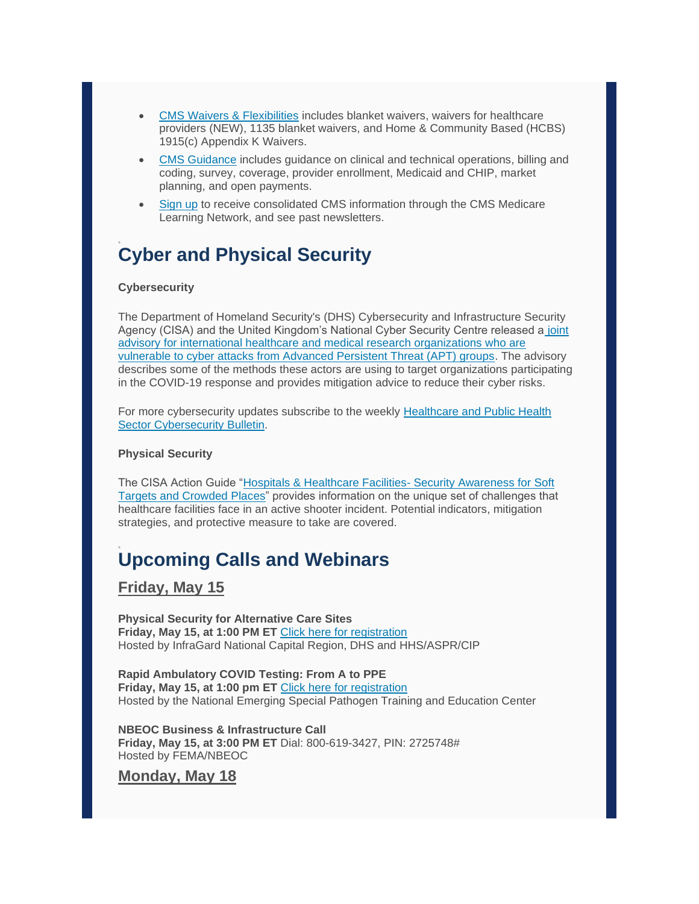- CMS Waivers & Flexibilities includes blanket waivers, waivers for healthcare providers (NEW), 1135 blanket waivers, and Home & Community Based (HCBS) 1915(c) Appendix K Waivers.
- CMS Guidance includes guidance on clinical and technical operations, billing and coding, survey, coverage, provider enrollment, Medicaid and CHIP, market planning, and open payments.
- Sign up to receive consolidated CMS information through the CMS Medicare Learning Network, and see past newsletters.

# Cyber and Physical Security

**Cybersecurity**

The Department of Homeland Security's (DHS) Cybersecurity and Infrastructure Security Agency (CISA) and the United Kingdom's National Cyber Security Centre released a joint advisory for international healthcare and medical research organizations who are vulnerable to cyber attacks from Advanced Persistent Threat (APT) groups. The advisory describes some of the methods these actors are using to target organizations participating in the COVID-19 response and provides mitigation advice to reduce their cyber risks.

For more cybersecurity updates subscribe to the weekly Healthcare and Public Health Sector Cybersecurity Bulletin.

**Physical Security**

The CISA Action Guide "Hospitals & Healthcare Facilities- Security Awareness for Soft Targets and Crowded Places" provides information on the unique set of challenges that healthcare facilities face in an active shooter incident. Potential indicators, mitigation strategies, and protective measure to take are covered.

# Upcoming Calls and Webinars

## Friday, May 15

**Physical Security for Alternative Care Sites**
**Friday, May 15, at 1:00 PM ET** Click here for registration
Hosted by InfraGard National Capital Region, DHS and HHS/ASPR/CIP

**Rapid Ambulatory COVID Testing: From A to PPE**
**Friday, May 15, at 1:00 pm ET** Click here for registration
Hosted by the National Emerging Special Pathogen Training and Education Center

**NBEOC Business & Infrastructure Call**
**Friday, May 15, at 3:00 PM ET** Dial: 800-619-3427, PIN: 2725748#
Hosted by FEMA/NBEOC

## Monday, May 18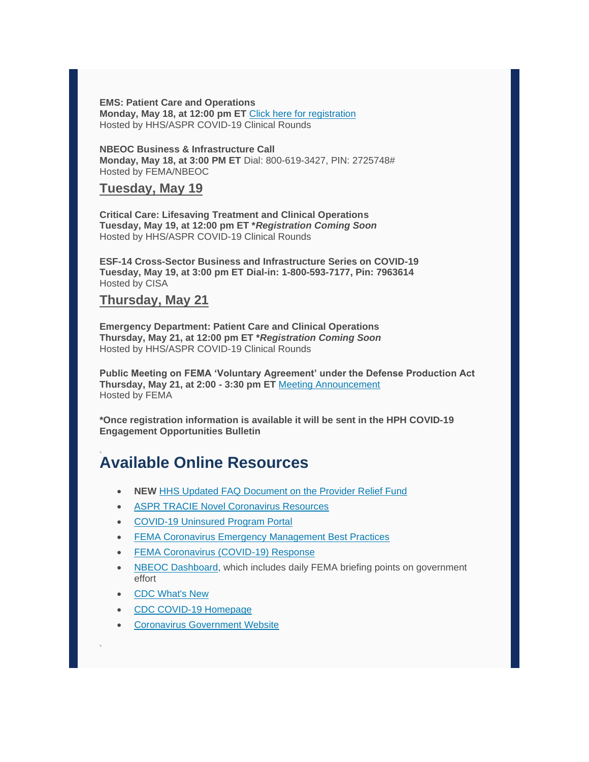**EMS: Patient Care and Operations**
**Monday, May 18, at 12:00 pm ET** Click here for registration
Hosted by HHS/ASPR COVID-19 Clinical Rounds

**NBEOC Business & Infrastructure Call**
**Monday, May 18, at 3:00 PM ET** Dial: 800-619-3427, PIN: 2725748#
Hosted by FEMA/NBEOC

## Tuesday, May 19

**Critical Care: Lifesaving Treatment and Clinical Operations**
**Tuesday, May 19, at 12:00 pm ET *Registration Coming Soon***
Hosted by HHS/ASPR COVID-19 Clinical Rounds

**ESF-14 Cross-Sector Business and Infrastructure Series on COVID-19**
**Tuesday, May 19, at 3:00 pm ET Dial-in: 1-800-593-7177, Pin: 7963614**
Hosted by CISA

## Thursday, May 21

**Emergency Department: Patient Care and Clinical Operations**
**Thursday, May 21, at 12:00 pm ET *Registration Coming Soon***
Hosted by HHS/ASPR COVID-19 Clinical Rounds

**Public Meeting on FEMA 'Voluntary Agreement' under the Defense Production Act**
**Thursday, May 21, at 2:00 - 3:30 pm ET** Meeting Announcement
Hosted by FEMA

***Once registration information is available it will be sent in the HPH COVID-19 Engagement Opportunities Bulletin**

# Available Online Resources

- **NEW** HHS Updated FAQ Document on the Provider Relief Fund
- ASPR TRACIE Novel Coronavirus Resources
- COVID-19 Uninsured Program Portal
- FEMA Coronavirus Emergency Management Best Practices
- FEMA Coronavirus (COVID-19) Response
- NBEOC Dashboard, which includes daily FEMA briefing points on government effort
- CDC What's New
- CDC COVID-19 Homepage
- Coronavirus Government Website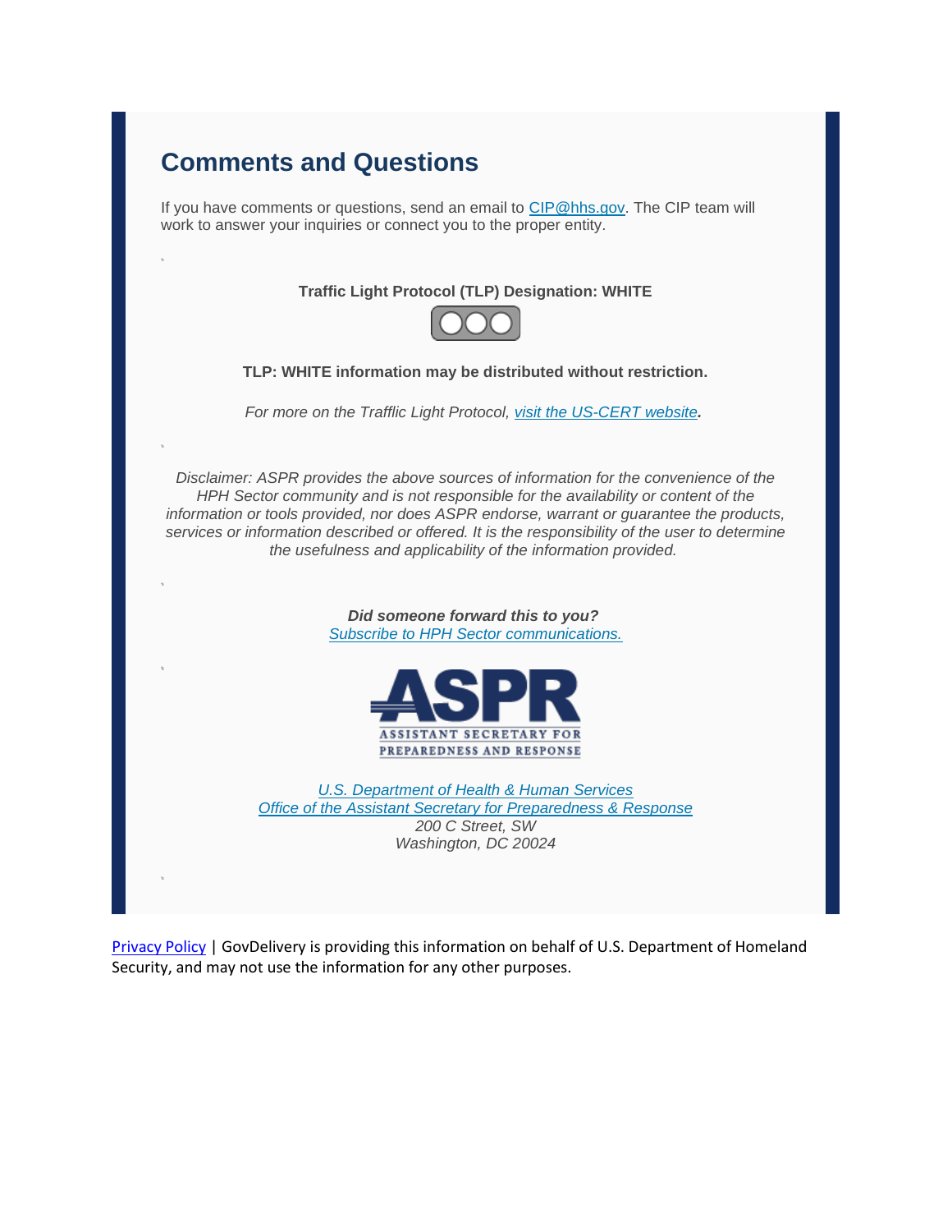## Comments and Questions

If you have comments or questions, send an email to CIP@hhs.gov. The CIP team will work to answer your inquiries or connect you to the proper entity.

**Traffic Light Protocol (TLP) Designation: WHITE**

**TLP: WHITE information may be distributed without restriction.**

*For more on the Trafflic Light Protocol, visit the US-CERT website.*

*Disclaimer: ASPR provides the above sources of information for the convenience of the HPH Sector community and is not responsible for the availability or content of the information or tools provided, nor does ASPR endorse, warrant or guarantee the products, services or information described or offered. It is the responsibility of the user to determine the usefulness and applicability of the information provided.*

***Did someone forward this to you?***
*Subscribe to HPH Sector communications.*

ASPR
ASSISTANT SECRETARY FOR PREPAREDNESS AND RESPONSE

*U.S. Department of Health & Human Services*
*Office of the Assistant Secretary for Preparedness & Response*
*200 C Street, SW*
*Washington, DC 20024*

Privacy Policy | GovDelivery is providing this information on behalf of U.S. Department of Homeland Security, and may not use the information for any other purposes.